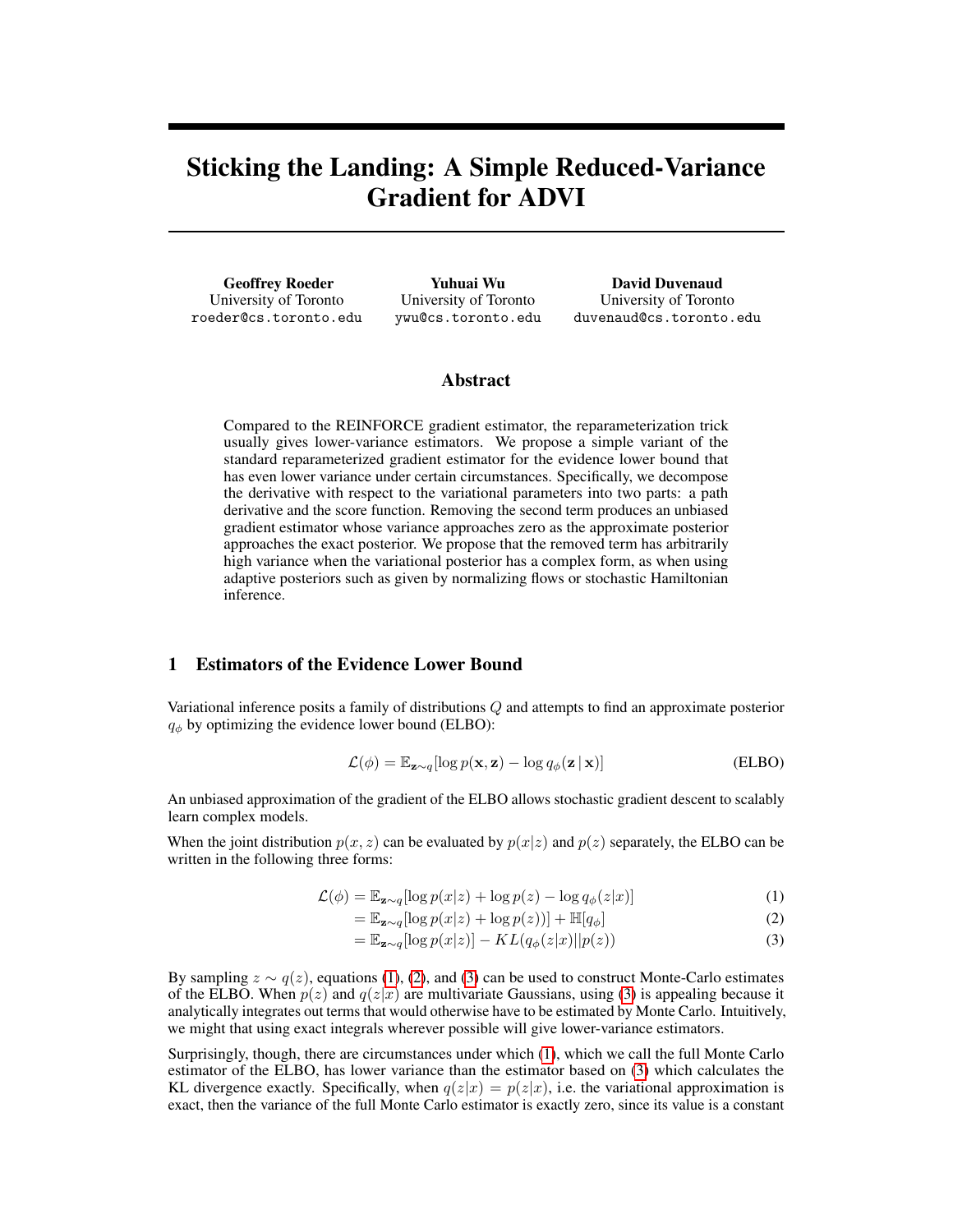# Sticking the Landing: A Simple Reduced-Variance Gradient for ADVI

**Geoffrey Roeder**
University of Toronto
roeder@cs.toronto.edu

**Yuhuai Wu**
University of Toronto
ywu@cs.toronto.edu

**David Duvenaud**
University of Toronto
duvenaud@cs.toronto.edu

## Abstract

Compared to the REINFORCE gradient estimator, the reparameterization trick usually gives lower-variance estimators. We propose a simple variant of the standard reparameterized gradient estimator for the evidence lower bound that has even lower variance under certain circumstances. Specifically, we decompose the derivative with respect to the variational parameters into two parts: a path derivative and the score function. Removing the second term produces an unbiased gradient estimator whose variance approaches zero as the approximate posterior approaches the exact posterior. We propose that the removed term has arbitrarily high variance when the variational posterior has a complex form, as when using adaptive posteriors such as given by normalizing flows or stochastic Hamiltonian inference.

## 1 Estimators of the Evidence Lower Bound

Variational inference posits a family of distributions $Q$ and attempts to find an approximate posterior $q_\phi$ by optimizing the evidence lower bound (ELBO):

$$\mathcal{L}(\phi) = \mathbb{E}_{\mathbf{z}\sim q}[\log p(\mathbf{x}, \mathbf{z}) - \log q_\phi(\mathbf{z} \,|\, \mathbf{x})] \quad \text{(ELBO)}$$

An unbiased approximation of the gradient of the ELBO allows stochastic gradient descent to scalably learn complex models.

When the joint distribution $p(x, z)$ can be evaluated by $p(x|z)$ and $p(z)$ separately, the ELBO can be written in the following three forms:

$$\mathcal{L}(\phi) = \mathbb{E}_{\mathbf{z}\sim q}[\log p(x|z) + \log p(z) - \log q_\phi(z|x)] \quad (1)$$

$$= \mathbb{E}_{\mathbf{z}\sim q}[\log p(x|z) + \log p(z))] + \mathbb{H}[q_\phi] \quad (2)$$

$$= \mathbb{E}_{\mathbf{z}\sim q}[\log p(x|z)] - KL(q_\phi(z|x)||p(z)) \quad (3)$$

By sampling $z \sim q(z)$, equations (1), (2), and (3) can be used to construct Monte-Carlo estimates of the ELBO. When $p(z)$ and $q(z|x)$ are multivariate Gaussians, using (3) is appealing because it analytically integrates out terms that would otherwise have to be estimated by Monte Carlo. Intuitively, we might that using exact integrals wherever possible will give lower-variance estimators.

Surprisingly, though, there are circumstances under which (1), which we call the full Monte Carlo estimator of the ELBO, has lower variance than the estimator based on (3) which calculates the KL divergence exactly. Specifically, when $q(z|x) = p(z|x)$, i.e. the variational approximation is exact, then the variance of the full Monte Carlo estimator is exactly zero, since its value is a constant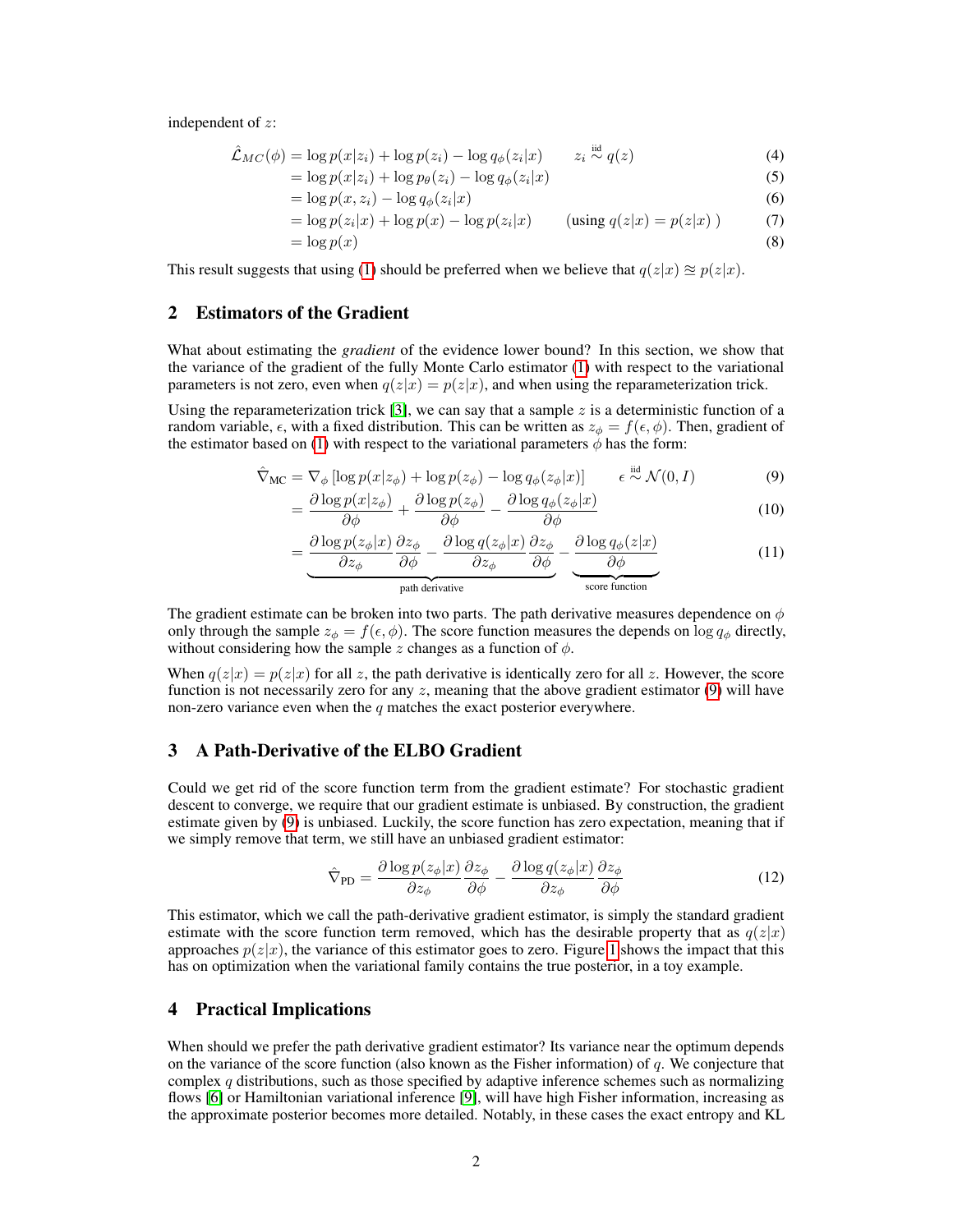independent of $z$:

$$
\begin{aligned}
\hat{\mathcal{L}}_{MC}(\phi) &= \log p(x|z_i) + \log p(z_i) - \log q_\phi(z_i|x) \qquad z_i \overset{\text{iid}}{\sim} q(z) &(4)\\
&= \log p(x|z_i) + \log p_\theta(z_i) - \log q_\phi(z_i|x) &(5)\\
&= \log p(x, z_i) - \log q_\phi(z_i|x) &(6)\\
&= \log p(z_i|x) + \log p(x) - \log p(z_i|x) \qquad (\text{using } q(z|x) = p(z|x)\ ) &(7)\\
&= \log p(x) &(8)
\end{aligned}
$$

This result suggests that using (1) should be preferred when we believe that $q(z|x) \approxeq p(z|x)$.

## 2 Estimators of the Gradient

What about estimating the *gradient* of the evidence lower bound? In this section, we show that the variance of the gradient of the fully Monte Carlo estimator (1) with respect to the variational parameters is not zero, even when $q(z|x) = p(z|x)$, and when using the reparameterization trick.

Using the reparameterization trick [3], we can say that a sample $z$ is a deterministic function of a random variable, $\epsilon$, with a fixed distribution. This can be written as $z_\phi = f(\epsilon, \phi)$. Then, gradient of the estimator based on (1) with respect to the variational parameters $\phi$ has the form:

$$
\begin{aligned}
\hat{\nabla}_{\text{MC}} &= \nabla_\phi \left[\log p(x|z_\phi) + \log p(z_\phi) - \log q_\phi(z_\phi|x)\right] \qquad \epsilon \overset{\text{iid}}{\sim} \mathcal{N}(0, I) &(9)\\
&= \frac{\partial \log p(x|z_\phi)}{\partial \phi} + \frac{\partial \log p(z_\phi)}{\partial \phi} - \frac{\partial \log q_\phi(z_\phi|x)}{\partial \phi} &(10)\\
&= \underbrace{\frac{\partial \log p(z_\phi|x)}{\partial z_\phi}\frac{\partial z_\phi}{\partial \phi} - \frac{\partial \log q(z_\phi|x)}{\partial z_\phi}\frac{\partial z_\phi}{\partial \phi}}_{\text{path derivative}} - \underbrace{\frac{\partial \log q_\phi(z|x)}{\partial \phi}}_{\text{score function}} &(11)
\end{aligned}
$$

The gradient estimate can be broken into two parts. The path derivative measures dependence on $\phi$ only through the sample $z_\phi = f(\epsilon, \phi)$. The score function measures the depends on $\log q_\phi$ directly, without considering how the sample $z$ changes as a function of $\phi$.

When $q(z|x) = p(z|x)$ for all $z$, the path derivative is identically zero for all $z$. However, the score function is not necessarily zero for any $z$, meaning that the above gradient estimator (9) will have non-zero variance even when the $q$ matches the exact posterior everywhere.

## 3 A Path-Derivative of the ELBO Gradient

Could we get rid of the score function term from the gradient estimate? For stochastic gradient descent to converge, we require that our gradient estimate is unbiased. By construction, the gradient estimate given by (9) is unbiased. Luckily, the score function has zero expectation, meaning that if we simply remove that term, we still have an unbiased gradient estimator:

$$
\hat{\nabla}_{\text{PD}} = \frac{\partial \log p(z_\phi|x)}{\partial z_\phi}\frac{\partial z_\phi}{\partial \phi} - \frac{\partial \log q(z_\phi|x)}{\partial z_\phi}\frac{\partial z_\phi}{\partial \phi} \tag{12}
$$

This estimator, which we call the path-derivative gradient estimator, is simply the standard gradient estimate with the score function term removed, which has the desirable property that as $q(z|x)$ approaches $p(z|x)$, the variance of this estimator goes to zero. Figure 1 shows the impact that this has on optimization when the variational family contains the true posterior, in a toy example.

## 4 Practical Implications

When should we prefer the path derivative gradient estimator? Its variance near the optimum depends on the variance of the score function (also known as the Fisher information) of $q$. We conjecture that complex $q$ distributions, such as those specified by adaptive inference schemes such as normalizing flows [6] or Hamiltonian variational inference [9], will have high Fisher information, increasing as the approximate posterior becomes more detailed. Notably, in these cases the exact entropy and KL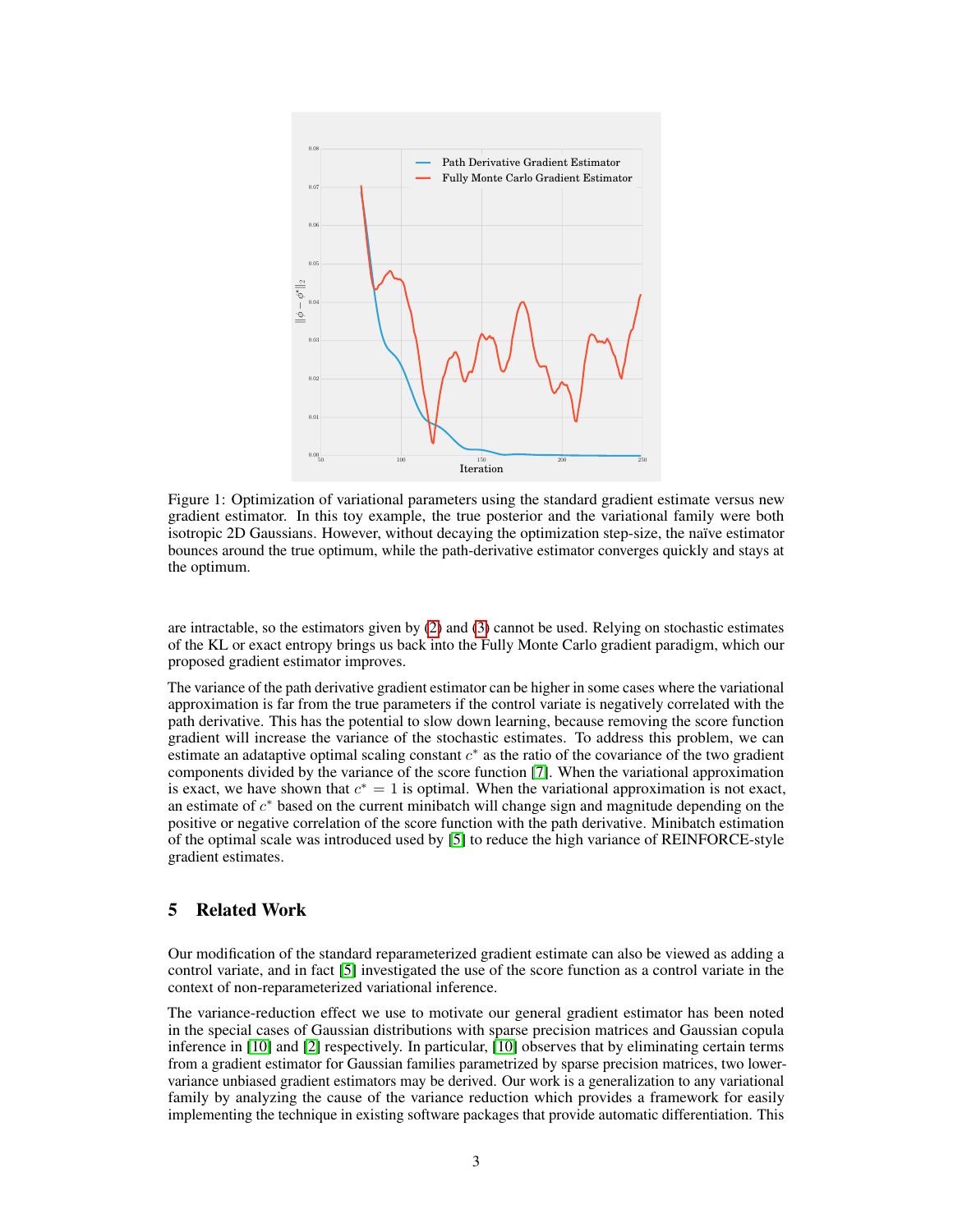Figure 1: Optimization of variational parameters using the standard gradient estimate versus new gradient estimator. In this toy example, the true posterior and the variational family were both isotropic 2D Gaussians. However, without decaying the optimization step-size, the naïve estimator bounces around the true optimum, while the path-derivative estimator converges quickly and stays at the optimum.

are intractable, so the estimators given by (2) and (3) cannot be used. Relying on stochastic estimates of the KL or exact entropy brings us back into the Fully Monte Carlo gradient paradigm, which our proposed gradient estimator improves.

The variance of the path derivative gradient estimator can be higher in some cases where the variational approximation is far from the true parameters if the control variate is negatively correlated with the path derivative. This has the potential to slow down learning, because removing the score function gradient will increase the variance of the stochastic estimates. To address this problem, we can estimate an adataptive optimal scaling constant $c^*$ as the ratio of the covariance of the two gradient components divided by the variance of the score function [7]. When the variational approximation is exact, we have shown that $c^* = 1$ is optimal. When the variational approximation is not exact, an estimate of $c^*$ based on the current minibatch will change sign and magnitude depending on the positive or negative correlation of the score function with the path derivative. Minibatch estimation of the optimal scale was introduced used by [5] to reduce the high variance of REINFORCE-style gradient estimates.

## 5 Related Work

Our modification of the standard reparameterized gradient estimate can also be viewed as adding a control variate, and in fact [5] investigated the use of the score function as a control variate in the context of non-reparameterized variational inference.

The variance-reduction effect we use to motivate our general gradient estimator has been noted in the special cases of Gaussian distributions with sparse precision matrices and Gaussian copula inference in [10] and [2] respectively. In particular, [10] observes that by eliminating certain terms from a gradient estimator for Gaussian families parametrized by sparse precision matrices, two lower-variance unbiased gradient estimators may be derived. Our work is a generalization to any variational family by analyzing the cause of the variance reduction which provides a framework for easily implementing the technique in existing software packages that provide automatic differentiation. This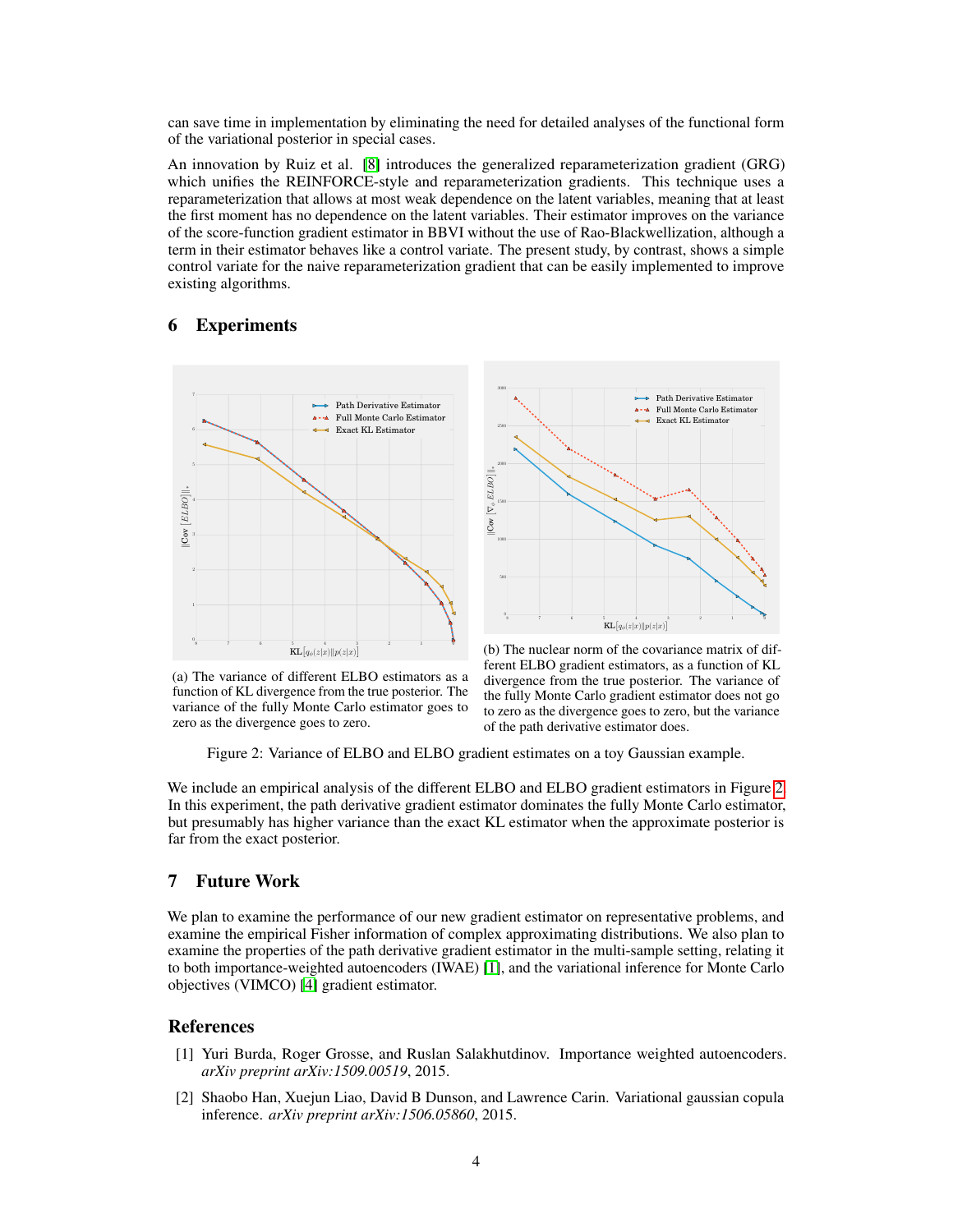can save time in implementation by eliminating the need for detailed analyses of the functional form of the variational posterior in special cases.

An innovation by Ruiz et al. [8] introduces the generalized reparameterization gradient (GRG) which unifies the REINFORCE-style and reparameterization gradients. This technique uses a reparameterization that allows at most weak dependence on the latent variables, meaning that at least the first moment has no dependence on the latent variables. Their estimator improves on the variance of the score-function gradient estimator in BBVI without the use of Rao-Blackwellization, although a term in their estimator behaves like a control variate. The present study, by contrast, shows a simple control variate for the naive reparameterization gradient that can be easily implemented to improve existing algorithms.

## 6 Experiments

(a) The variance of different ELBO estimators as a function of KL divergence from the true posterior. The variance of the fully Monte Carlo estimator goes to zero as the divergence goes to zero.

(b) The nuclear norm of the covariance matrix of different ELBO gradient estimators, as a function of KL divergence from the true posterior. The variance of the fully Monte Carlo gradient estimator does not go to zero as the divergence goes to zero, but the variance of the path derivative estimator does.

Figure 2: Variance of ELBO and ELBO gradient estimates on a toy Gaussian example.

We include an empirical analysis of the different ELBO and ELBO gradient estimators in Figure 2. In this experiment, the path derivative gradient estimator dominates the fully Monte Carlo estimator, but presumably has higher variance than the exact KL estimator when the approximate posterior is far from the exact posterior.

## 7 Future Work

We plan to examine the performance of our new gradient estimator on representative problems, and examine the empirical Fisher information of complex approximating distributions. We also plan to examine the properties of the path derivative gradient estimator in the multi-sample setting, relating it to both importance-weighted autoencoders (IWAE) [1], and the variational inference for Monte Carlo objectives (VIMCO) [4] gradient estimator.

## References

[1] Yuri Burda, Roger Grosse, and Ruslan Salakhutdinov. Importance weighted autoencoders. *arXiv preprint arXiv:1509.00519*, 2015.

[2] Shaobo Han, Xuejun Liao, David B Dunson, and Lawrence Carin. Variational gaussian copula inference. *arXiv preprint arXiv:1506.05860*, 2015.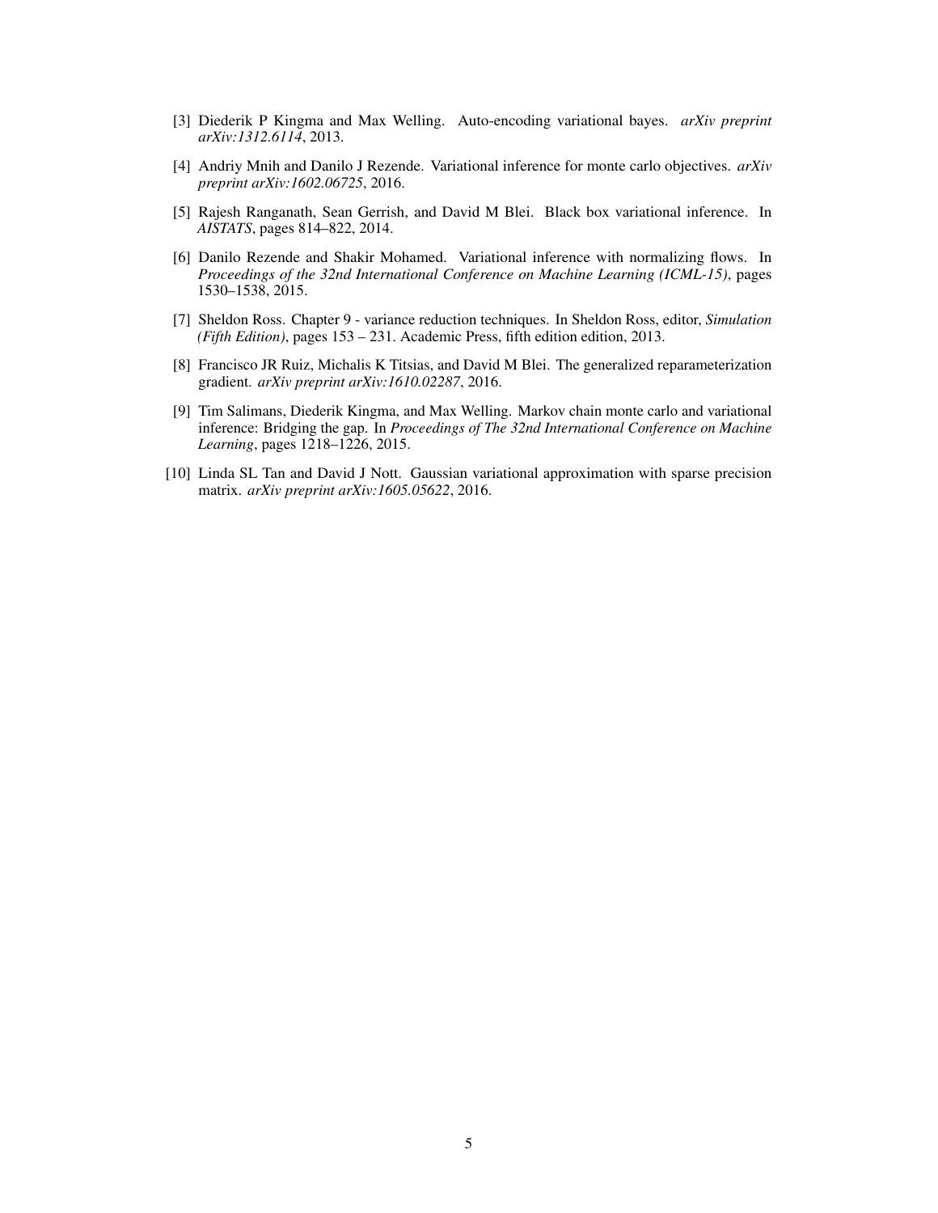[3] Diederik P Kingma and Max Welling. Auto-encoding variational bayes. *arXiv preprint arXiv:1312.6114*, 2013.

[4] Andriy Mnih and Danilo J Rezende. Variational inference for monte carlo objectives. *arXiv preprint arXiv:1602.06725*, 2016.

[5] Rajesh Ranganath, Sean Gerrish, and David M Blei. Black box variational inference. In *AISTATS*, pages 814–822, 2014.

[6] Danilo Rezende and Shakir Mohamed. Variational inference with normalizing flows. In *Proceedings of the 32nd International Conference on Machine Learning (ICML-15)*, pages 1530–1538, 2015.

[7] Sheldon Ross. Chapter 9 - variance reduction techniques. In Sheldon Ross, editor, *Simulation (Fifth Edition)*, pages 153 – 231. Academic Press, fifth edition edition, 2013.

[8] Francisco JR Ruiz, Michalis K Titsias, and David M Blei. The generalized reparameterization gradient. *arXiv preprint arXiv:1610.02287*, 2016.

[9] Tim Salimans, Diederik Kingma, and Max Welling. Markov chain monte carlo and variational inference: Bridging the gap. In *Proceedings of The 32nd International Conference on Machine Learning*, pages 1218–1226, 2015.

[10] Linda SL Tan and David J Nott. Gaussian variational approximation with sparse precision matrix. *arXiv preprint arXiv:1605.05622*, 2016.